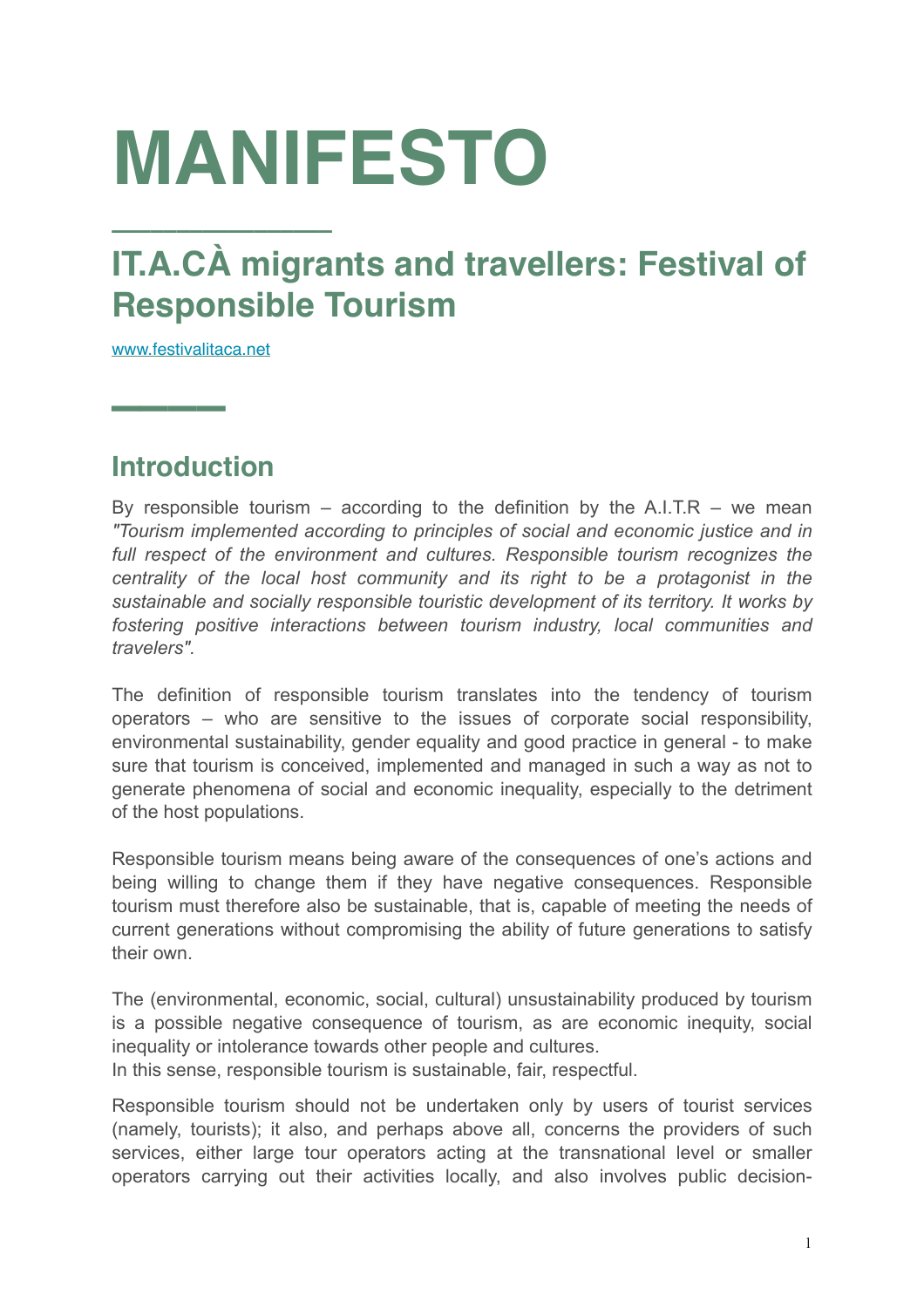# MANIFESTO

## IT.A.CÀ migrants and travellers: Festival of Responsible Tourism

www.festivalitaca.net

## Introduction

By responsible tourism – according to the definition by the A.I.T.R – we mean *"Tourism implemented according to principles of social and economic justice and in full respect of the environment and cultures. Responsible tourism recognizes the centrality of the local host community and its right to be a protagonist in the sustainable and socially responsible touristic development of its territory. It works by fostering positive interactions between tourism industry, local communities and travelers".*

The definition of responsible tourism translates into the tendency of tourism operators – who are sensitive to the issues of corporate social responsibility, environmental sustainability, gender equality and good practice in general - to make sure that tourism is conceived, implemented and managed in such a way as not to generate phenomena of social and economic inequality, especially to the detriment of the host populations.

Responsible tourism means being aware of the consequences of one's actions and being willing to change them if they have negative consequences. Responsible tourism must therefore also be sustainable, that is, capable of meeting the needs of current generations without compromising the ability of future generations to satisfy their own.

The (environmental, economic, social, cultural) unsustainability produced by tourism is a possible negative consequence of tourism, as are economic inequity, social inequality or intolerance towards other people and cultures.
In this sense, responsible tourism is sustainable, fair, respectful.

Responsible tourism should not be undertaken only by users of tourist services (namely, tourists); it also, and perhaps above all, concerns the providers of such services, either large tour operators acting at the transnational level or smaller operators carrying out their activities locally, and also involves public decision-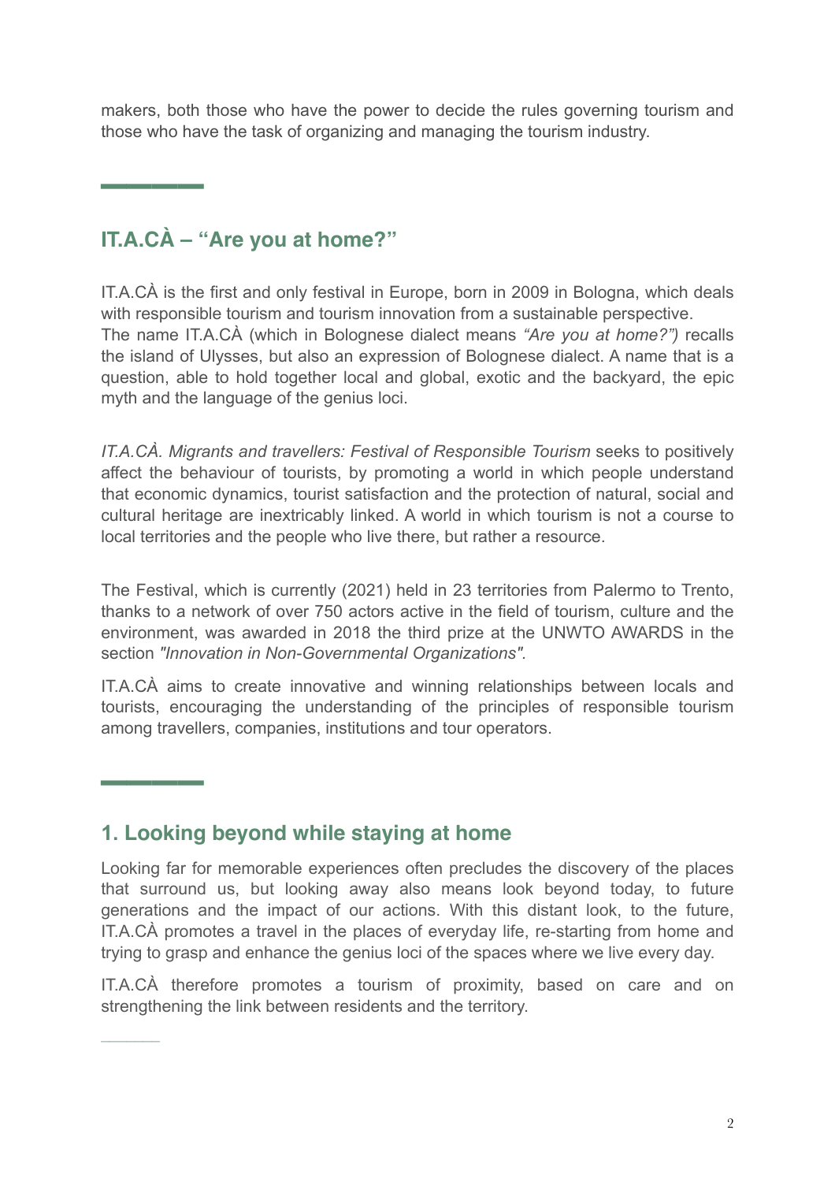makers, both those who have the power to decide the rules governing tourism and those who have the task of organizing and managing the tourism industry.

## IT.A.CÀ – "Are you at home?"

IT.A.CÀ is the first and only festival in Europe, born in 2009 in Bologna, which deals with responsible tourism and tourism innovation from a sustainable perspective. The name IT.A.CÀ (which in Bolognese dialect means *"Are you at home?")* recalls the island of Ulysses, but also an expression of Bolognese dialect. A name that is a question, able to hold together local and global, exotic and the backyard, the epic myth and the language of the genius loci.

*IT.A.CÀ. Migrants and travellers: Festival of Responsible Tourism* seeks to positively affect the behaviour of tourists, by promoting a world in which people understand that economic dynamics, tourist satisfaction and the protection of natural, social and cultural heritage are inextricably linked. A world in which tourism is not a course to local territories and the people who live there, but rather a resource.

The Festival, which is currently (2021) held in 23 territories from Palermo to Trento, thanks to a network of over 750 actors active in the field of tourism, culture and the environment, was awarded in 2018 the third prize at the UNWTO AWARDS in the section *"Innovation in Non-Governmental Organizations".*

IT.A.CÀ aims to create innovative and winning relationships between locals and tourists, encouraging the understanding of the principles of responsible tourism among travellers, companies, institutions and tour operators.

## 1. Looking beyond while staying at home

Looking far for memorable experiences often precludes the discovery of the places that surround us, but looking away also means look beyond today, to future generations and the impact of our actions. With this distant look, to the future, IT.A.CÀ promotes a travel in the places of everyday life, re-starting from home and trying to grasp and enhance the genius loci of the spaces where we live every day.

IT.A.CÀ therefore promotes a tourism of proximity, based on care and on strengthening the link between residents and the territory.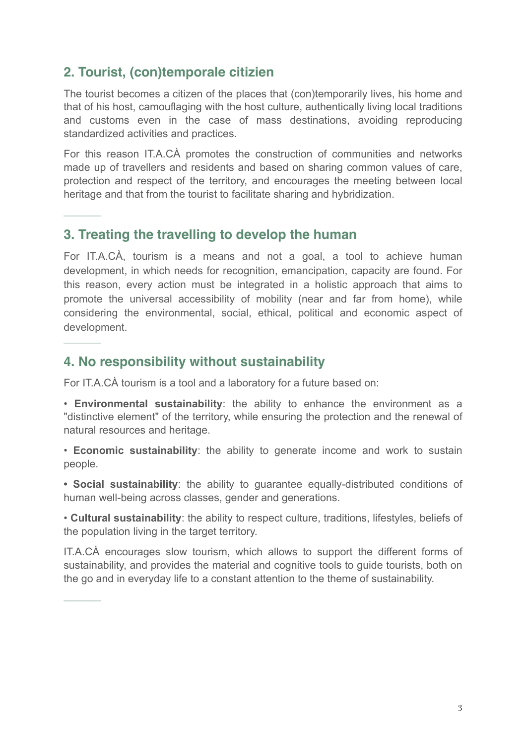## 2. Tourist, (con)temporale citizien

The tourist becomes a citizen of the places that (con)temporarily lives, his home and that of his host, camouflaging with the host culture, authentically living local traditions and customs even in the case of mass destinations, avoiding reproducing standardized activities and practices.

For this reason IT.A.CÀ promotes the construction of communities and networks made up of travellers and residents and based on sharing common values of care, protection and respect of the territory, and encourages the meeting between local heritage and that from the tourist to facilitate sharing and hybridization.

---

## 3. Treating the travelling to develop the human

For IT.A.CÀ, tourism is a means and not a goal, a tool to achieve human development, in which needs for recognition, emancipation, capacity are found. For this reason, every action must be integrated in a holistic approach that aims to promote the universal accessibility of mobility (near and far from home), while considering the environmental, social, ethical, political and economic aspect of development.

---

## 4. No responsibility without sustainability

For IT.A.CÀ tourism is a tool and a laboratory for a future based on:

- **Environmental sustainability**: the ability to enhance the environment as a "distinctive element" of the territory, while ensuring the protection and the renewal of natural resources and heritage.
- **Economic sustainability**: the ability to generate income and work to sustain people.
- **Social sustainability**: the ability to guarantee equally-distributed conditions of human well-being across classes, gender and generations.
- **Cultural sustainability**: the ability to respect culture, traditions, lifestyles, beliefs of the population living in the target territory.

IT.A.CÀ encourages slow tourism, which allows to support the different forms of sustainability, and provides the material and cognitive tools to guide tourists, both on the go and in everyday life to a constant attention to the theme of sustainability.

---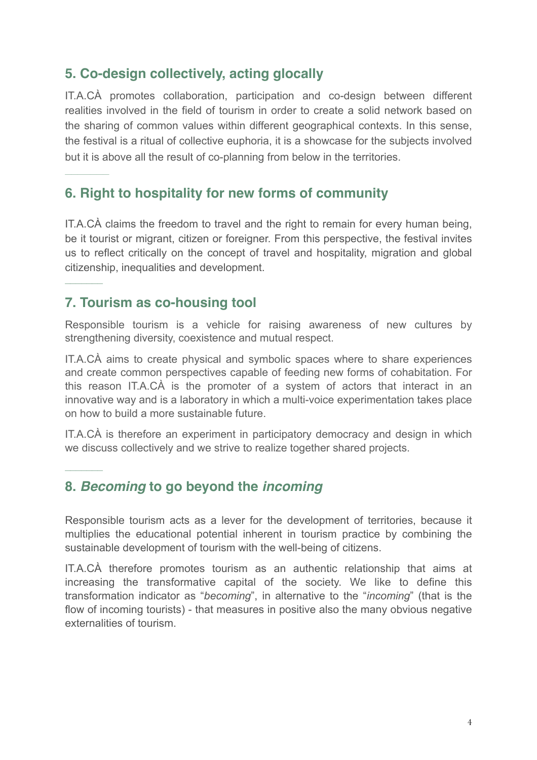## 5. Co-design collectively, acting glocally

IT.A.CÀ promotes collaboration, participation and co-design between different realities involved in the field of tourism in order to create a solid network based on the sharing of common values within different geographical contexts. In this sense, the festival is a ritual of collective euphoria, it is a showcase for the subjects involved but it is above all the result of co-planning from below in the territories.

---

## 6. Right to hospitality for new forms of community

IT.A.CÀ claims the freedom to travel and the right to remain for every human being, be it tourist or migrant, citizen or foreigner. From this perspective, the festival invites us to reflect critically on the concept of travel and hospitality, migration and global citizenship, inequalities and development.

---

## 7. Tourism as co-housing tool

Responsible tourism is a vehicle for raising awareness of new cultures by strengthening diversity, coexistence and mutual respect.

IT.A.CÀ aims to create physical and symbolic spaces where to share experiences and create common perspectives capable of feeding new forms of cohabitation. For this reason IT.A.CÀ is the promoter of a system of actors that interact in an innovative way and is a laboratory in which a multi-voice experimentation takes place on how to build a more sustainable future.

IT.A.CÀ is therefore an experiment in participatory democracy and design in which we discuss collectively and we strive to realize together shared projects.

---

## 8. *Becoming* to go beyond the *incoming*

Responsible tourism acts as a lever for the development of territories, because it multiplies the educational potential inherent in tourism practice by combining the sustainable development of tourism with the well-being of citizens.

IT.A.CÀ therefore promotes tourism as an authentic relationship that aims at increasing the transformative capital of the society. We like to define this transformation indicator as "*becoming*", in alternative to the "*incoming*" (that is the flow of incoming tourists) - that measures in positive also the many obvious negative externalities of tourism.